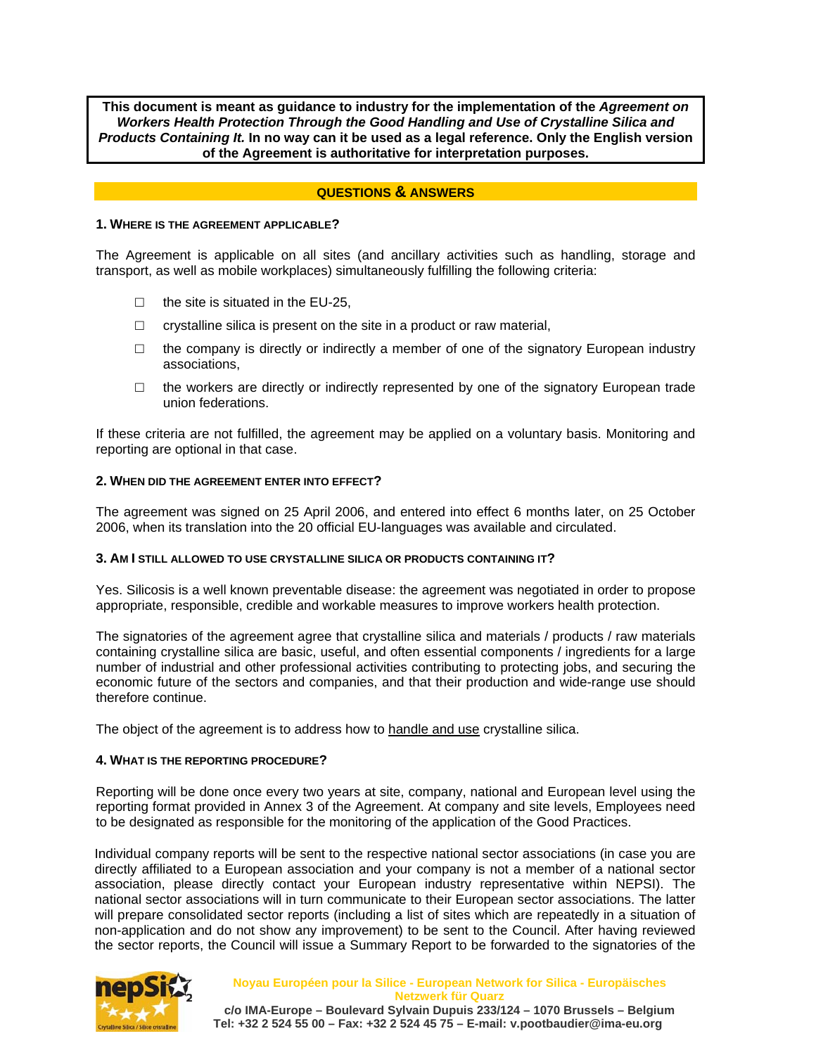**This document is meant as guidance to industry for the implementation of the *Agreement on Workers Health Protection Through the Good Handling and Use of Crystalline Silica and Products Containing It.* In no way can it be used as a legal reference. Only the English version of the Agreement is authoritative for interpretation purposes.**

## QUESTIONS & ANSWERS

### 1. WHERE IS THE AGREEMENT APPLICABLE?

The Agreement is applicable on all sites (and ancillary activities such as handling, storage and transport, as well as mobile workplaces) simultaneously fulfilling the following criteria:

- the site is situated in the EU-25,
- crystalline silica is present on the site in a product or raw material,
- the company is directly or indirectly a member of one of the signatory European industry associations,
- the workers are directly or indirectly represented by one of the signatory European trade union federations.

If these criteria are not fulfilled, the agreement may be applied on a voluntary basis. Monitoring and reporting are optional in that case.

### 2. WHEN DID THE AGREEMENT ENTER INTO EFFECT?

The agreement was signed on 25 April 2006, and entered into effect 6 months later, on 25 October 2006, when its translation into the 20 official EU-languages was available and circulated.

### 3. AM I STILL ALLOWED TO USE CRYSTALLINE SILICA OR PRODUCTS CONTAINING IT?

Yes. Silicosis is a well known preventable disease: the agreement was negotiated in order to propose appropriate, responsible, credible and workable measures to improve workers health protection.

The signatories of the agreement agree that crystalline silica and materials / products / raw materials containing crystalline silica are basic, useful, and often essential components / ingredients for a large number of industrial and other professional activities contributing to protecting jobs, and securing the economic future of the sectors and companies, and that their production and wide-range use should therefore continue.

The object of the agreement is to address how to <u>handle and use</u> crystalline silica.

### 4. WHAT IS THE REPORTING PROCEDURE?

Reporting will be done once every two years at site, company, national and European level using the reporting format provided in Annex 3 of the Agreement. At company and site levels, Employees need to be designated as responsible for the monitoring of the application of the Good Practices.

Individual company reports will be sent to the respective national sector associations (in case you are directly affiliated to a European association and your company is not a member of a national sector association, please directly contact your European industry representative within NEPSI). The national sector associations will in turn communicate to their European sector associations. The latter will prepare consolidated sector reports (including a list of sites which are repeatedly in a situation of non-application and do not show any improvement) to be sent to the Council. After having reviewed the sector reports, the Council will issue a Summary Report to be forwarded to the signatories of the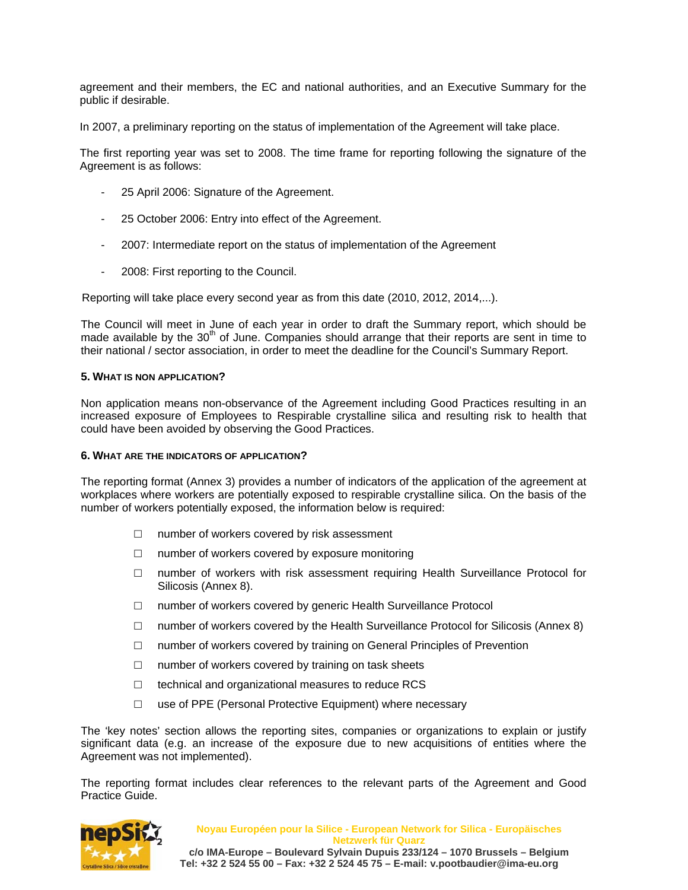agreement and their members, the EC and national authorities, and an Executive Summary for the public if desirable.

In 2007, a preliminary reporting on the status of implementation of the Agreement will take place.

The first reporting year was set to 2008. The time frame for reporting following the signature of the Agreement is as follows:

- 25 April 2006: Signature of the Agreement.
- 25 October 2006: Entry into effect of the Agreement.
- 2007: Intermediate report on the status of implementation of the Agreement
- 2008: First reporting to the Council.

Reporting will take place every second year as from this date (2010, 2012, 2014,...).

The Council will meet in June of each year in order to draft the Summary report, which should be made available by the 30th of June. Companies should arrange that their reports are sent in time to their national / sector association, in order to meet the deadline for the Council's Summary Report.

#### 5. WHAT IS NON APPLICATION?

Non application means non-observance of the Agreement including Good Practices resulting in an increased exposure of Employees to Respirable crystalline silica and resulting risk to health that could have been avoided by observing the Good Practices.

#### 6. WHAT ARE THE INDICATORS OF APPLICATION?

The reporting format (Annex 3) provides a number of indicators of the application of the agreement at workplaces where workers are potentially exposed to respirable crystalline silica. On the basis of the number of workers potentially exposed, the information below is required:

- ☐ number of workers covered by risk assessment
- ☐ number of workers covered by exposure monitoring
- ☐ number of workers with risk assessment requiring Health Surveillance Protocol for Silicosis (Annex 8).
- ☐ number of workers covered by generic Health Surveillance Protocol
- ☐ number of workers covered by the Health Surveillance Protocol for Silicosis (Annex 8)
- ☐ number of workers covered by training on General Principles of Prevention
- ☐ number of workers covered by training on task sheets
- ☐ technical and organizational measures to reduce RCS
- ☐ use of PPE (Personal Protective Equipment) where necessary

The 'key notes' section allows the reporting sites, companies or organizations to explain or justify significant data (e.g. an increase of the exposure due to new acquisitions of entities where the Agreement was not implemented).

The reporting format includes clear references to the relevant parts of the Agreement and Good Practice Guide.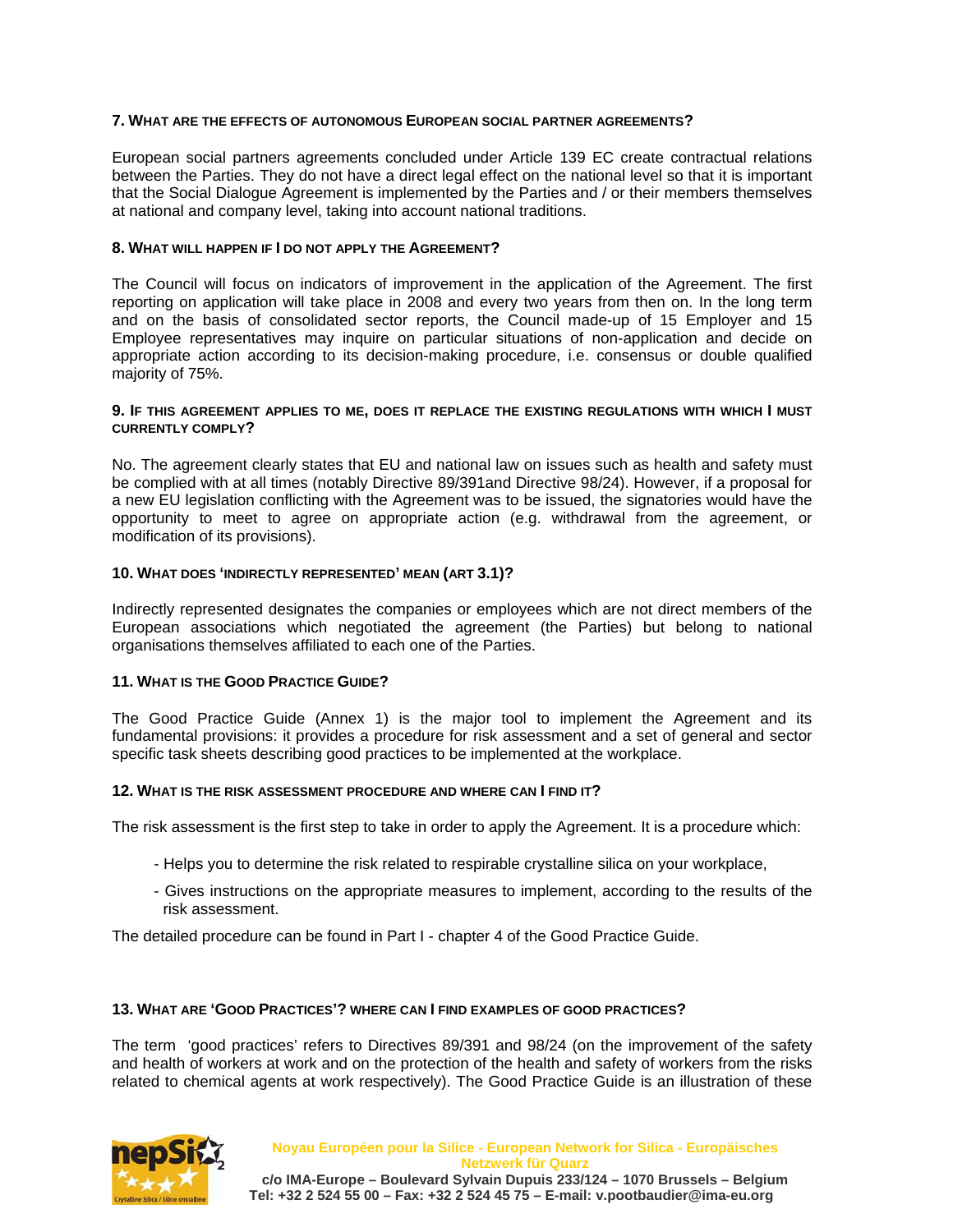#### 7. What are the effects of autonomous European social partner agreements?

European social partners agreements concluded under Article 139 EC create contractual relations between the Parties. They do not have a direct legal effect on the national level so that it is important that the Social Dialogue Agreement is implemented by the Parties and / or their members themselves at national and company level, taking into account national traditions.

#### 8. What will happen if I do not apply the Agreement?

The Council will focus on indicators of improvement in the application of the Agreement. The first reporting on application will take place in 2008 and every two years from then on. In the long term and on the basis of consolidated sector reports, the Council made-up of 15 Employer and 15 Employee representatives may inquire on particular situations of non-application and decide on appropriate action according to its decision-making procedure, i.e. consensus or double qualified majority of 75%.

#### 9. If this agreement applies to me, does it replace the existing regulations with which I must currently comply?

No. The agreement clearly states that EU and national law on issues such as health and safety must be complied with at all times (notably Directive 89/391and Directive 98/24). However, if a proposal for a new EU legislation conflicting with the Agreement was to be issued, the signatories would have the opportunity to meet to agree on appropriate action (e.g. withdrawal from the agreement, or modification of its provisions).

#### 10. What does 'indirectly represented' mean (art 3.1)?

Indirectly represented designates the companies or employees which are not direct members of the European associations which negotiated the agreement (the Parties) but belong to national organisations themselves affiliated to each one of the Parties.

#### 11. What is the Good Practice Guide?

The Good Practice Guide (Annex 1) is the major tool to implement the Agreement and its fundamental provisions: it provides a procedure for risk assessment and a set of general and sector specific task sheets describing good practices to be implemented at the workplace.

#### 12. What is the risk assessment procedure and where can I find it?

The risk assessment is the first step to take in order to apply the Agreement. It is a procedure which:

- Helps you to determine the risk related to respirable crystalline silica on your workplace,
- Gives instructions on the appropriate measures to implement, according to the results of the risk assessment.

The detailed procedure can be found in Part I - chapter 4 of the Good Practice Guide.

#### 13. What are 'Good Practices'? Where can I find examples of good practices?

The term 'good practices' refers to Directives 89/391 and 98/24 (on the improvement of the safety and health of workers at work and on the protection of the health and safety of workers from the risks related to chemical agents at work respectively). The Good Practice Guide is an illustration of these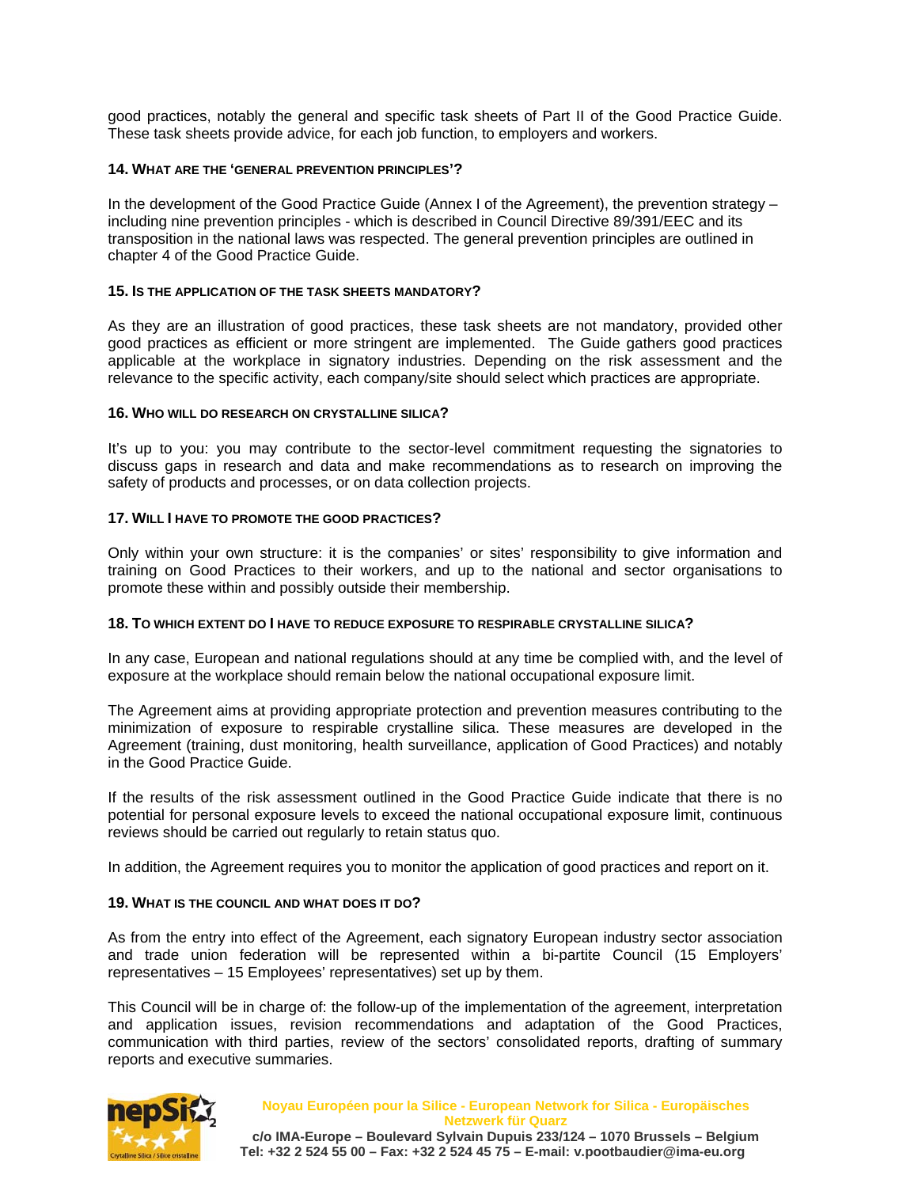good practices, notably the general and specific task sheets of Part II of the Good Practice Guide. These task sheets provide advice, for each job function, to employers and workers.

### 14. What are the 'general prevention principles'?

In the development of the Good Practice Guide (Annex I of the Agreement), the prevention strategy – including nine prevention principles - which is described in Council Directive 89/391/EEC and its transposition in the national laws was respected. The general prevention principles are outlined in chapter 4 of the Good Practice Guide.

### 15. Is the application of the task sheets mandatory?

As they are an illustration of good practices, these task sheets are not mandatory, provided other good practices as efficient or more stringent are implemented. The Guide gathers good practices applicable at the workplace in signatory industries. Depending on the risk assessment and the relevance to the specific activity, each company/site should select which practices are appropriate.

### 16. Who will do research on crystalline silica?

It's up to you: you may contribute to the sector-level commitment requesting the signatories to discuss gaps in research and data and make recommendations as to research on improving the safety of products and processes, or on data collection projects.

### 17. Will I have to promote the good practices?

Only within your own structure: it is the companies' or sites' responsibility to give information and training on Good Practices to their workers, and up to the national and sector organisations to promote these within and possibly outside their membership.

### 18. To which extent do I have to reduce exposure to respirable crystalline silica?

In any case, European and national regulations should at any time be complied with, and the level of exposure at the workplace should remain below the national occupational exposure limit.

The Agreement aims at providing appropriate protection and prevention measures contributing to the minimization of exposure to respirable crystalline silica. These measures are developed in the Agreement (training, dust monitoring, health surveillance, application of Good Practices) and notably in the Good Practice Guide.

If the results of the risk assessment outlined in the Good Practice Guide indicate that there is no potential for personal exposure levels to exceed the national occupational exposure limit, continuous reviews should be carried out regularly to retain status quo.

In addition, the Agreement requires you to monitor the application of good practices and report on it.

### 19. What is the council and what does it do?

As from the entry into effect of the Agreement, each signatory European industry sector association and trade union federation will be represented within a bi-partite Council (15 Employers' representatives – 15 Employees' representatives) set up by them.

This Council will be in charge of: the follow-up of the implementation of the agreement, interpretation and application issues, revision recommendations and adaptation of the Good Practices, communication with third parties, review of the sectors' consolidated reports, drafting of summary reports and executive summaries.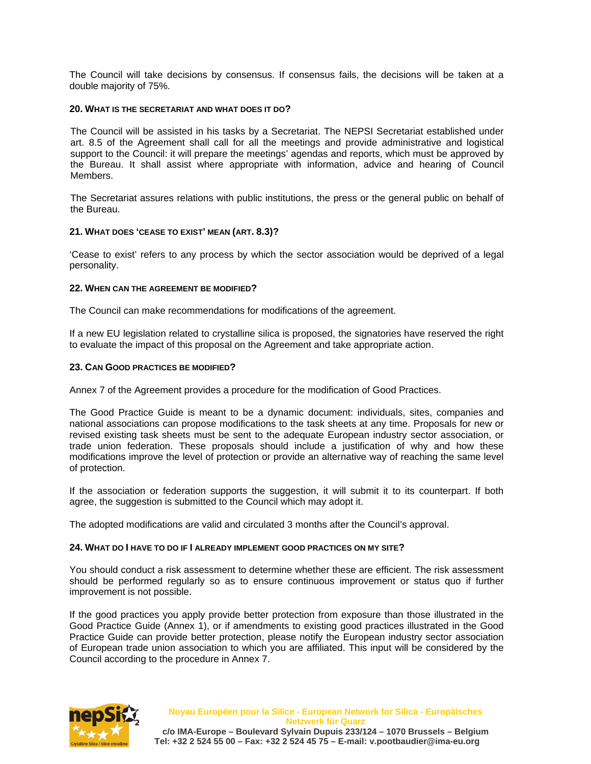The Council will take decisions by consensus. If consensus fails, the decisions will be taken at a double majority of 75%.

### 20. What is the Secretariat and what does it do?

The Council will be assisted in his tasks by a Secretariat. The NEPSI Secretariat established under art. 8.5 of the Agreement shall call for all the meetings and provide administrative and logistical support to the Council: it will prepare the meetings' agendas and reports, which must be approved by the Bureau. It shall assist where appropriate with information, advice and hearing of Council Members.

The Secretariat assures relations with public institutions, the press or the general public on behalf of the Bureau.

### 21. What does 'cease to exist' mean (art. 8.3)?

'Cease to exist' refers to any process by which the sector association would be deprived of a legal personality.

### 22. When can the Agreement be modified?

The Council can make recommendations for modifications of the agreement.

If a new EU legislation related to crystalline silica is proposed, the signatories have reserved the right to evaluate the impact of this proposal on the Agreement and take appropriate action.

### 23. Can Good Practices be modified?

Annex 7 of the Agreement provides a procedure for the modification of Good Practices.

The Good Practice Guide is meant to be a dynamic document: individuals, sites, companies and national associations can propose modifications to the task sheets at any time. Proposals for new or revised existing task sheets must be sent to the adequate European industry sector association, or trade union federation. These proposals should include a justification of why and how these modifications improve the level of protection or provide an alternative way of reaching the same level of protection.

If the association or federation supports the suggestion, it will submit it to its counterpart. If both agree, the suggestion is submitted to the Council which may adopt it.

The adopted modifications are valid and circulated 3 months after the Council's approval.

### 24. What do I have to do if I already implement Good Practices on my site?

You should conduct a risk assessment to determine whether these are efficient. The risk assessment should be performed regularly so as to ensure continuous improvement or status quo if further improvement is not possible.

If the good practices you apply provide better protection from exposure than those illustrated in the Good Practice Guide (Annex 1), or if amendments to existing good practices illustrated in the Good Practice Guide can provide better protection, please notify the European industry sector association of European trade union association to which you are affiliated. This input will be considered by the Council according to the procedure in Annex 7.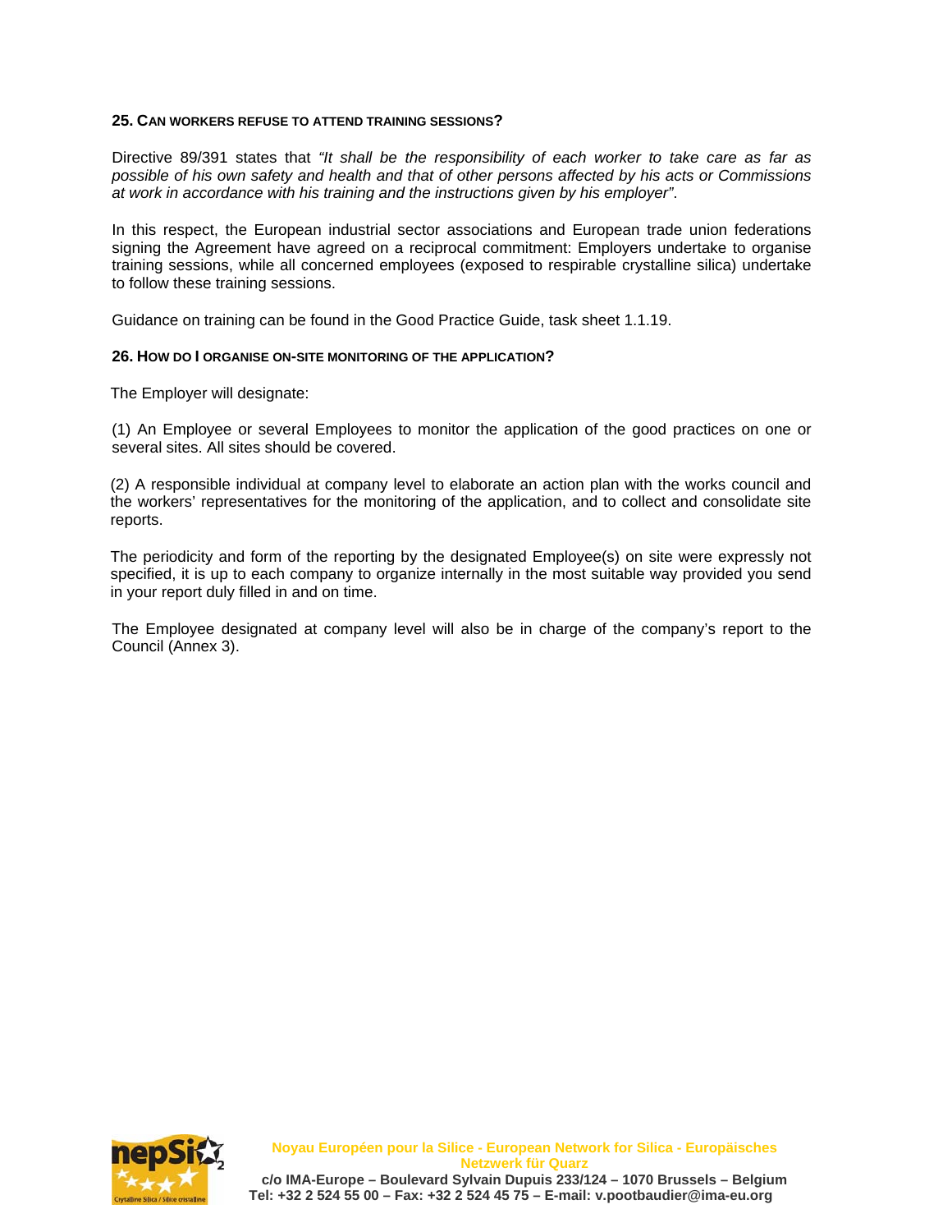### 25. CAN WORKERS REFUSE TO ATTEND TRAINING SESSIONS?

Directive 89/391 states that *"It shall be the responsibility of each worker to take care as far as possible of his own safety and health and that of other persons affected by his acts or Commissions at work in accordance with his training and the instructions given by his employer"*.

In this respect, the European industrial sector associations and European trade union federations signing the Agreement have agreed on a reciprocal commitment: Employers undertake to organise training sessions, while all concerned employees (exposed to respirable crystalline silica) undertake to follow these training sessions.

Guidance on training can be found in the Good Practice Guide, task sheet 1.1.19.

### 26. HOW DO I ORGANISE ON-SITE MONITORING OF THE APPLICATION?

The Employer will designate:

(1) An Employee or several Employees to monitor the application of the good practices on one or several sites. All sites should be covered.

(2) A responsible individual at company level to elaborate an action plan with the works council and the workers' representatives for the monitoring of the application, and to collect and consolidate site reports.

The periodicity and form of the reporting by the designated Employee(s) on site were expressly not specified, it is up to each company to organize internally in the most suitable way provided you send in your report duly filled in and on time.

The Employee designated at company level will also be in charge of the company's report to the Council (Annex 3).